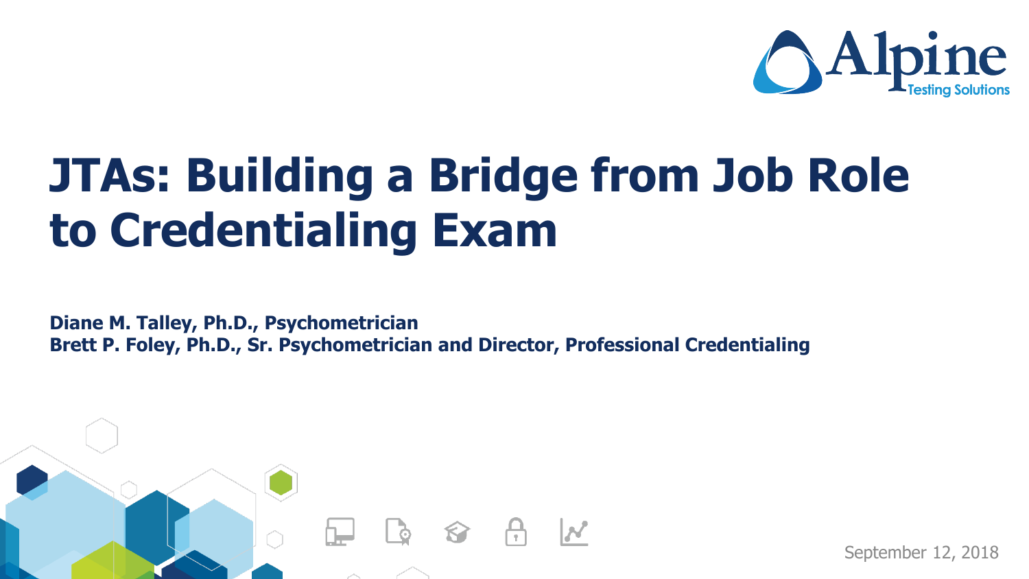Alpine Testing Solutions

# JTAs: Building a Bridge from Job Role to Credentialing Exam

**Diane M. Talley, Ph.D., Psychometrician**
**Brett P. Foley, Ph.D., Sr. Psychometrician and Director, Professional Credentialing**

September 12, 2018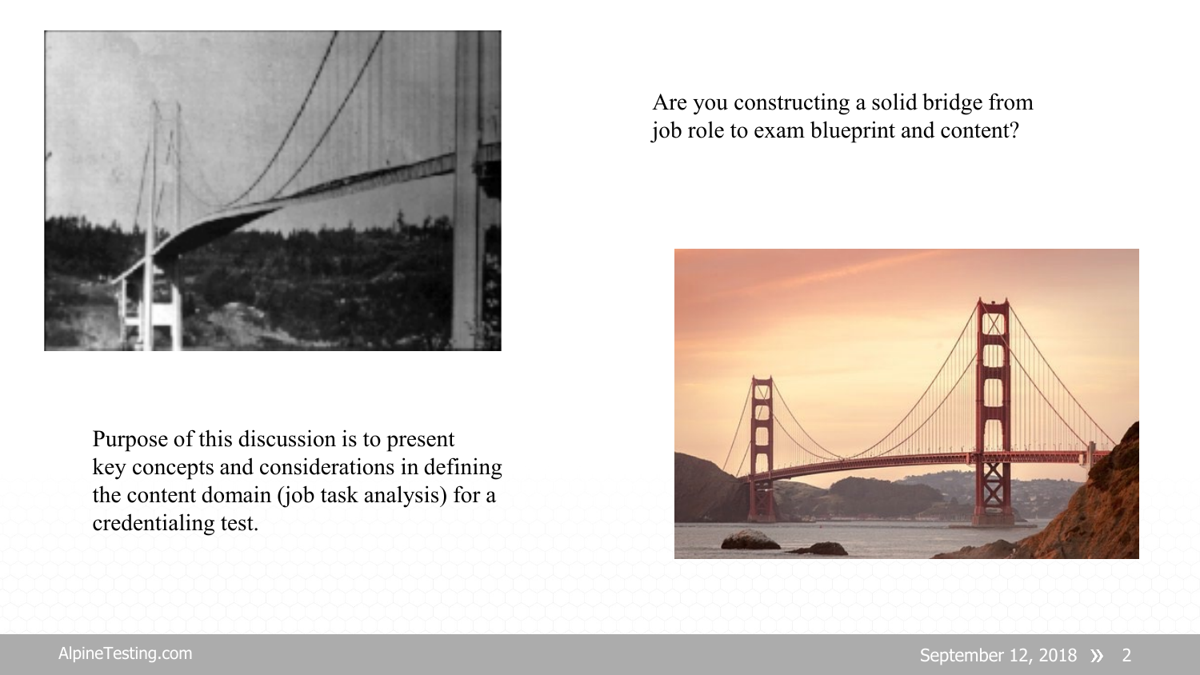Are you constructing a solid bridge from job role to exam blueprint and content?

Purpose of this discussion is to present key concepts and considerations in defining the content domain (job task analysis) for a credentialing test.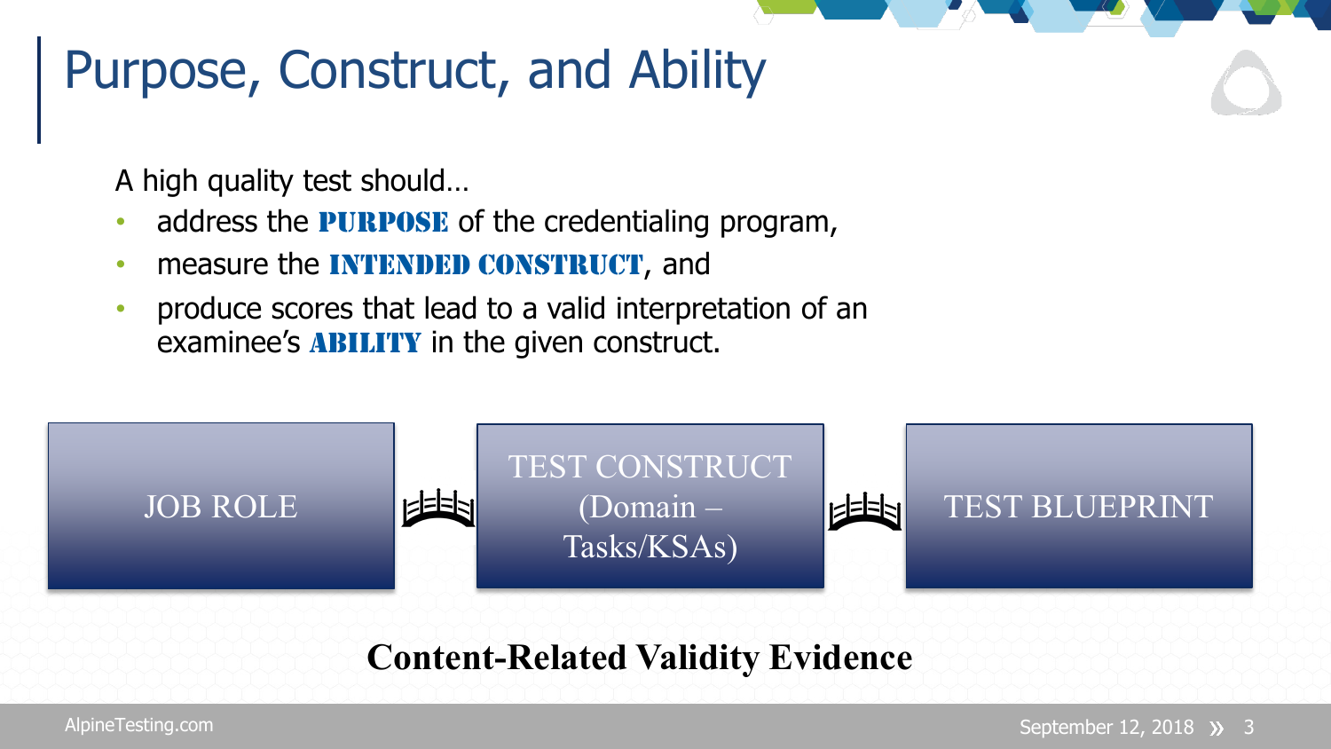# Purpose, Construct, and Ability

A high quality test should…

- address the **PURPOSE** of the credentialing program,
- measure the **INTENDED CONSTRUCT**, and
- produce scores that lead to a valid interpretation of an examinee's **ABILITY** in the given construct.

JOB ROLE → TEST CONSTRUCT (Domain – Tasks/KSAs) → TEST BLUEPRINT

**Content-Related Validity Evidence**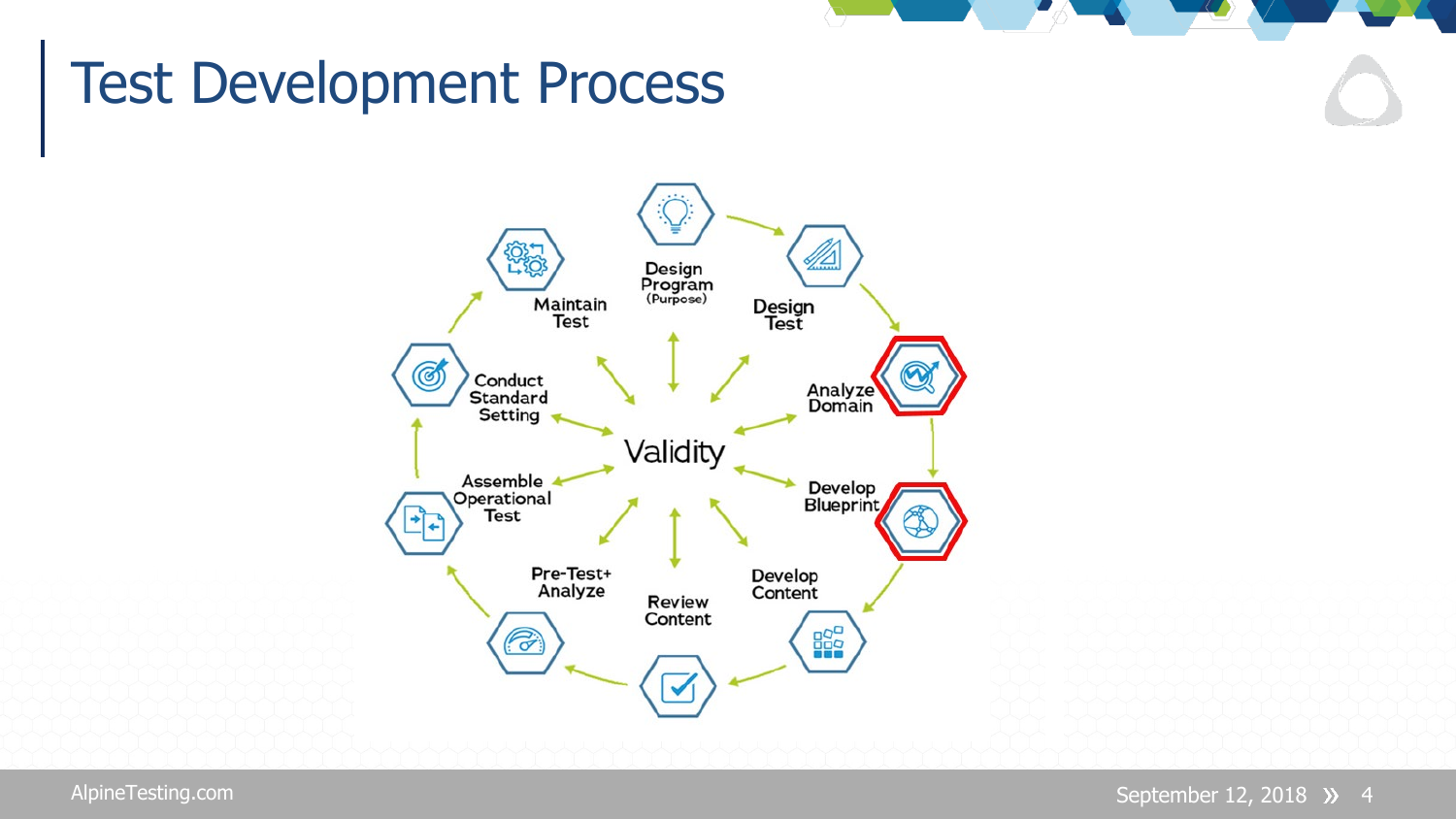# Test Development Process

Design Program (Purpose)

Design Test

Analyze Domain

Develop Blueprint

Develop Content

Review Content

Pre-Test+ Analyze

Assemble Operational Test

Conduct Standard Setting

Maintain Test

Validity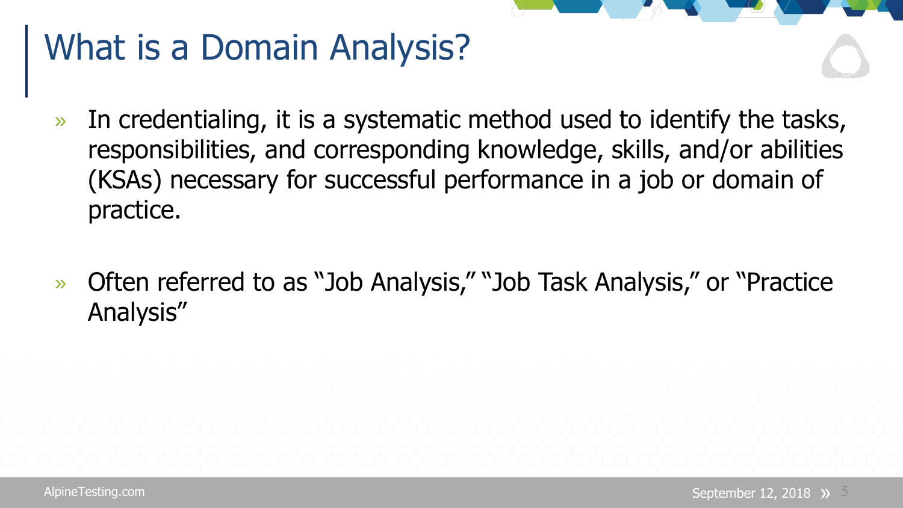# What is a Domain Analysis?

- In credentialing, it is a systematic method used to identify the tasks, responsibilities, and corresponding knowledge, skills, and/or abilities (KSAs) necessary for successful performance in a job or domain of practice.

- Often referred to as "Job Analysis," "Job Task Analysis," or "Practice Analysis"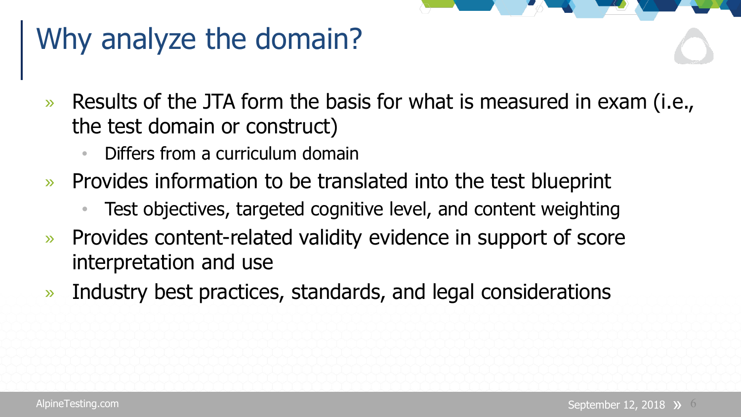# Why analyze the domain?

- Results of the JTA form the basis for what is measured in exam (i.e., the test domain or construct)
  - Differs from a curriculum domain
- Provides information to be translated into the test blueprint
  - Test objectives, targeted cognitive level, and content weighting
- Provides content-related validity evidence in support of score interpretation and use
- Industry best practices, standards, and legal considerations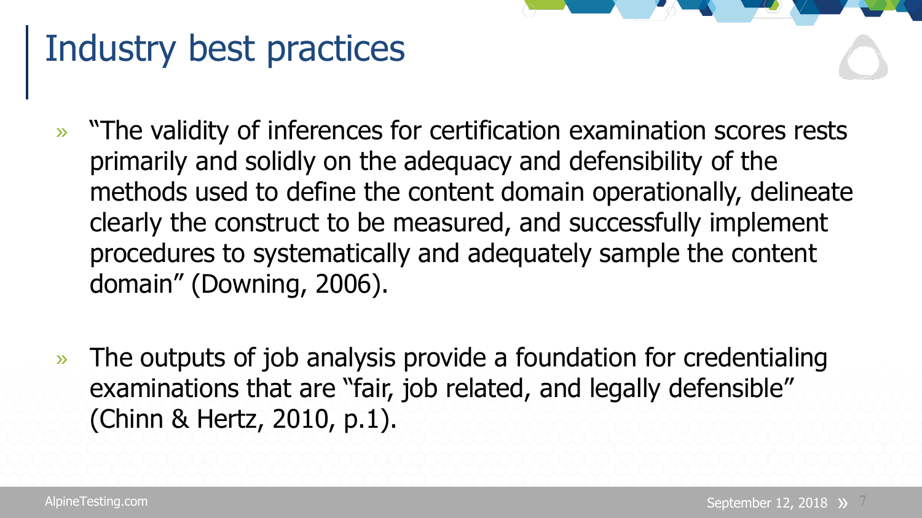# Industry best practices

- "The validity of inferences for certification examination scores rests primarily and solidly on the adequacy and defensibility of the methods used to define the content domain operationally, delineate clearly the construct to be measured, and successfully implement procedures to systematically and adequately sample the content domain" (Downing, 2006).

- The outputs of job analysis provide a foundation for credentialing examinations that are "fair, job related, and legally defensible" (Chinn & Hertz, 2010, p.1).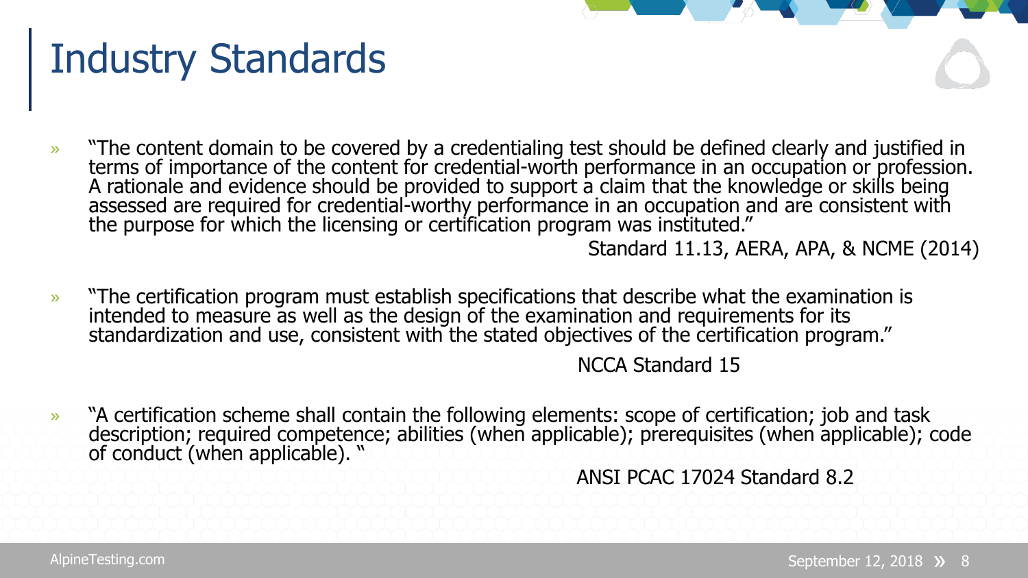# Industry Standards

- "The content domain to be covered by a credentialing test should be defined clearly and justified in terms of importance of the content for credential-worth performance in an occupation or profession. A rationale and evidence should be provided to support a claim that the knowledge or skills being assessed are required for credential-worthy performance in an occupation and are consistent with the purpose for which the licensing or certification program was instituted."

  Standard 11.13, AERA, APA, & NCME (2014)

- "The certification program must establish specifications that describe what the examination is intended to measure as well as the design of the examination and requirements for its standardization and use, consistent with the stated objectives of the certification program."

  NCCA Standard 15

- "A certification scheme shall contain the following elements: scope of certification; job and task description; required competence; abilities (when applicable); prerequisites (when applicable); code of conduct (when applicable). "

  ANSI PCAC 17024 Standard 8.2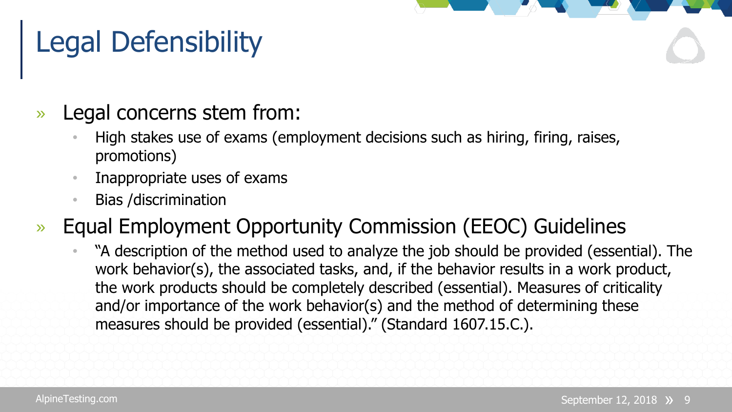# Legal Defensibility

- Legal concerns stem from:
  - High stakes use of exams (employment decisions such as hiring, firing, raises, promotions)
  - Inappropriate uses of exams
  - Bias /discrimination
- Equal Employment Opportunity Commission (EEOC) Guidelines
  - "A description of the method used to analyze the job should be provided (essential). The work behavior(s), the associated tasks, and, if the behavior results in a work product, the work products should be completely described (essential). Measures of criticality and/or importance of the work behavior(s) and the method of determining these measures should be provided (essential)." (Standard 1607.15.C.).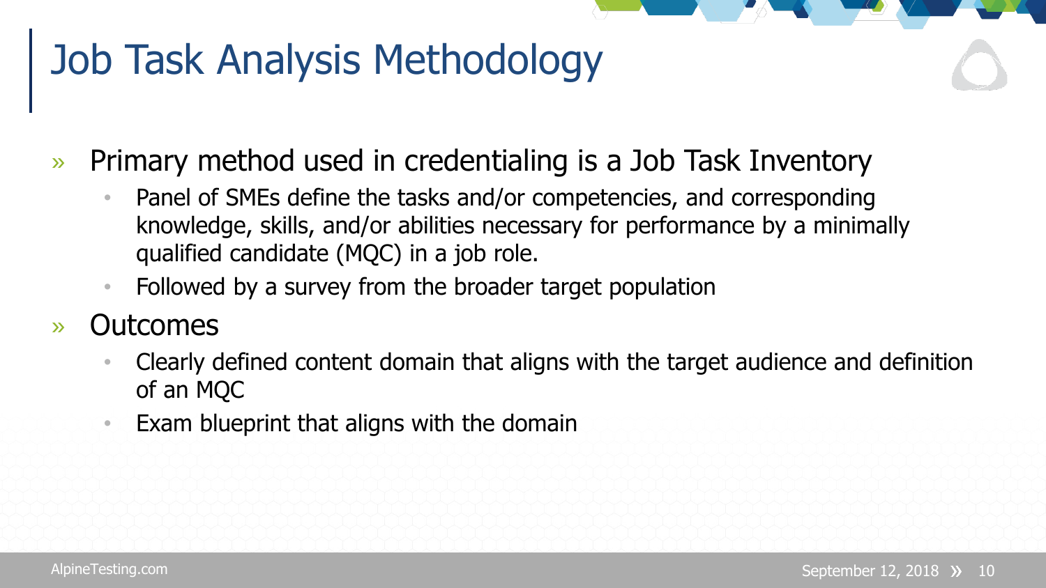# Job Task Analysis Methodology

- Primary method used in credentialing is a Job Task Inventory
  - Panel of SMEs define the tasks and/or competencies, and corresponding knowledge, skills, and/or abilities necessary for performance by a minimally qualified candidate (MQC) in a job role.
  - Followed by a survey from the broader target population
- Outcomes
  - Clearly defined content domain that aligns with the target audience and definition of an MQC
  - Exam blueprint that aligns with the domain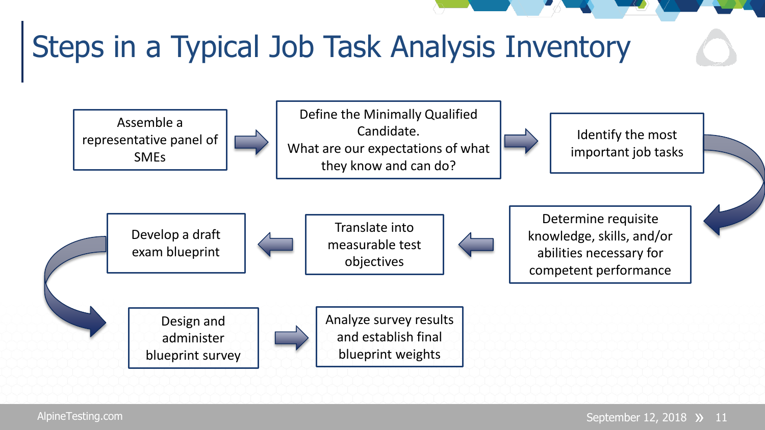# Steps in a Typical Job Task Analysis Inventory

1. Assemble a representative panel of SMEs
2. Define the Minimally Qualified Candidate. What are our expectations of what they know and can do?
3. Identify the most important job tasks
4. Determine requisite knowledge, skills, and/or abilities necessary for competent performance
5. Translate into measurable test objectives
6. Develop a draft exam blueprint
7. Design and administer blueprint survey
8. Analyze survey results and establish final blueprint weights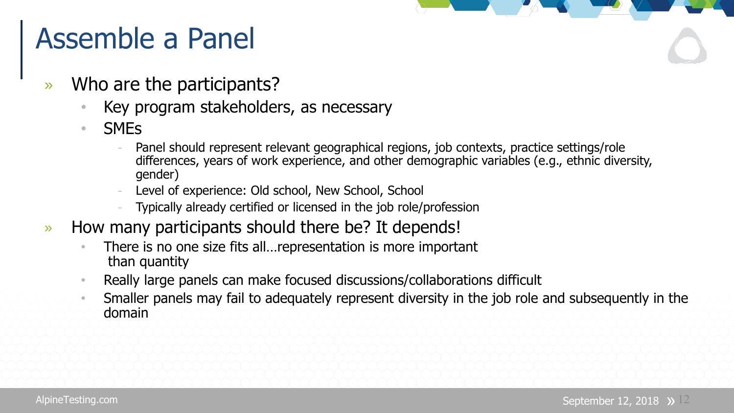# Assemble a Panel

- Who are the participants?
  - Key program stakeholders, as necessary
  - SMEs
    - Panel should represent relevant geographical regions, job contexts, practice settings/role differences, years of work experience, and other demographic variables (e.g., ethnic diversity, gender)
    - Level of experience: Old school, New School, School
    - Typically already certified or licensed in the job role/profession
- How many participants should there be? It depends!
  - There is no one size fits all…representation is more important than quantity
  - Really large panels can make focused discussions/collaborations difficult
  - Smaller panels may fail to adequately represent diversity in the job role and subsequently in the domain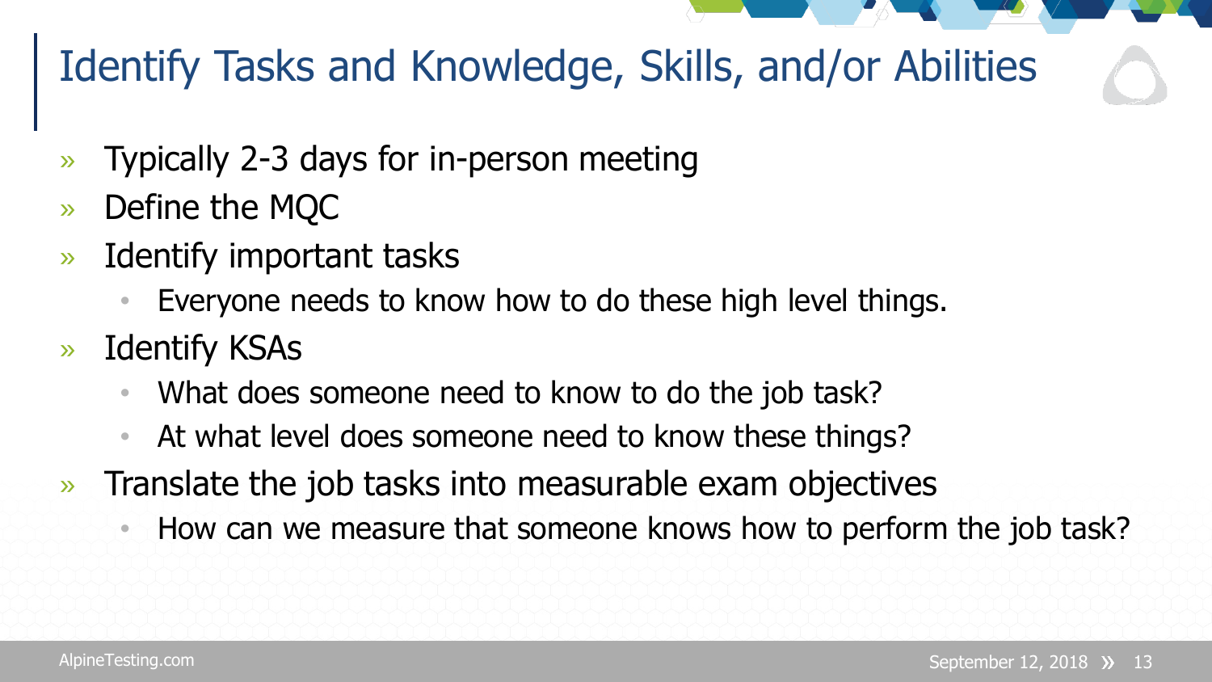# Identify Tasks and Knowledge, Skills, and/or Abilities

- Typically 2-3 days for in-person meeting
- Define the MQC
- Identify important tasks
  - Everyone needs to know how to do these high level things.
- Identify KSAs
  - What does someone need to know to do the job task?
  - At what level does someone need to know these things?
- Translate the job tasks into measurable exam objectives
  - How can we measure that someone knows how to perform the job task?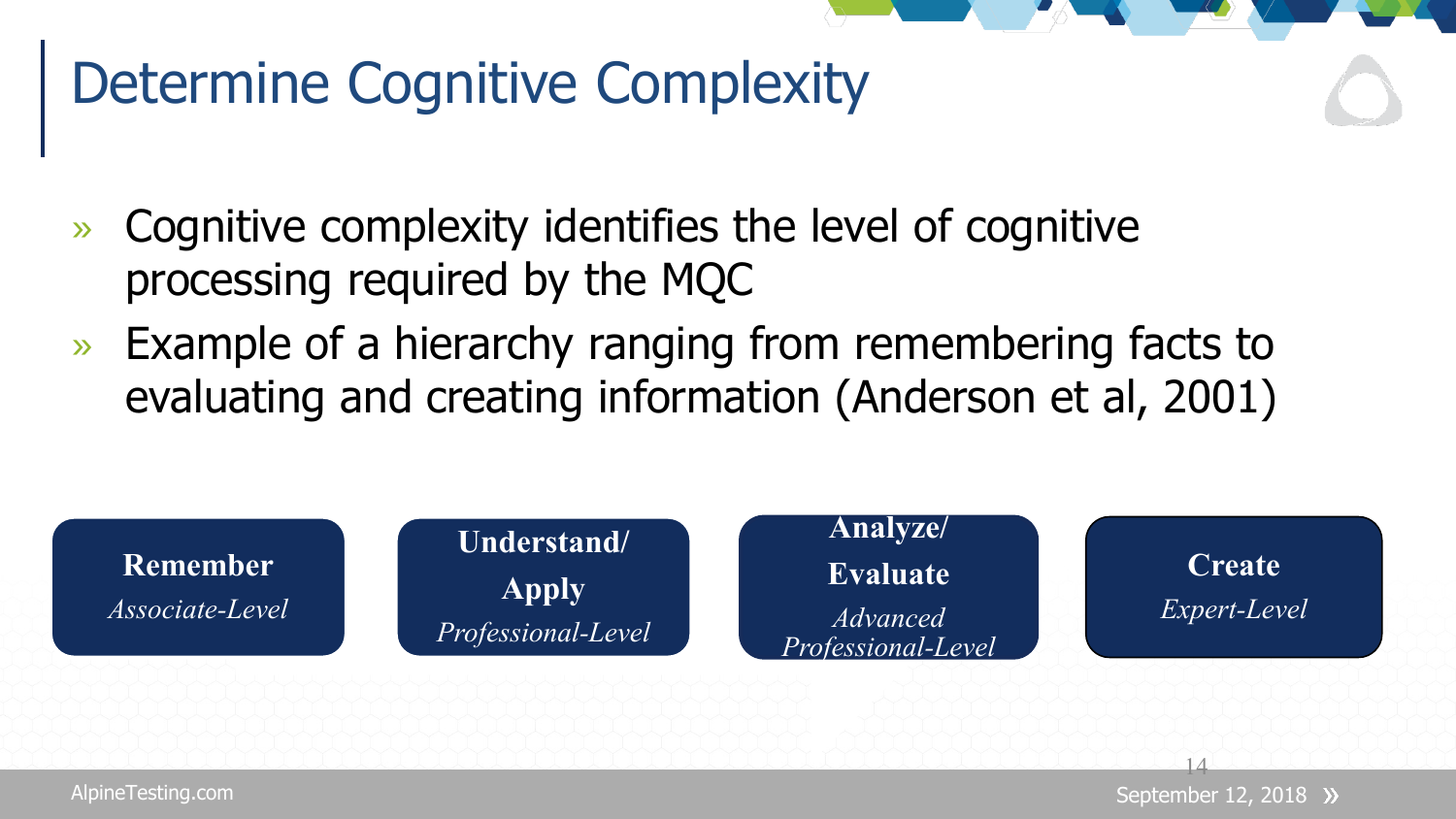# Determine Cognitive Complexity

- Cognitive complexity identifies the level of cognitive processing required by the MQC
- Example of a hierarchy ranging from remembering facts to evaluating and creating information (Anderson et al, 2001)

**Remember**
*Associate-Level*

**Understand/ Apply**
*Professional-Level*

**Analyze/ Evaluate**
*Advanced Professional-Level*

**Create**
*Expert-Level*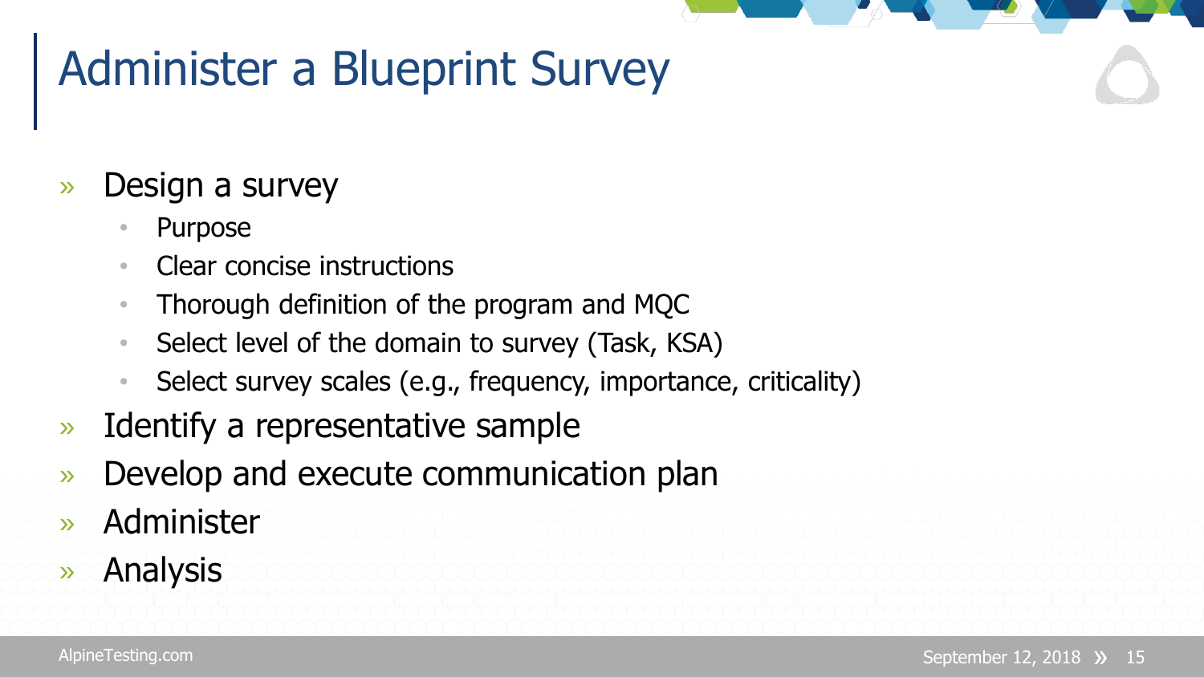# Administer a Blueprint Survey

- Design a survey
  - Purpose
  - Clear concise instructions
  - Thorough definition of the program and MQC
  - Select level of the domain to survey (Task, KSA)
  - Select survey scales (e.g., frequency, importance, criticality)
- Identify a representative sample
- Develop and execute communication plan
- Administer
- Analysis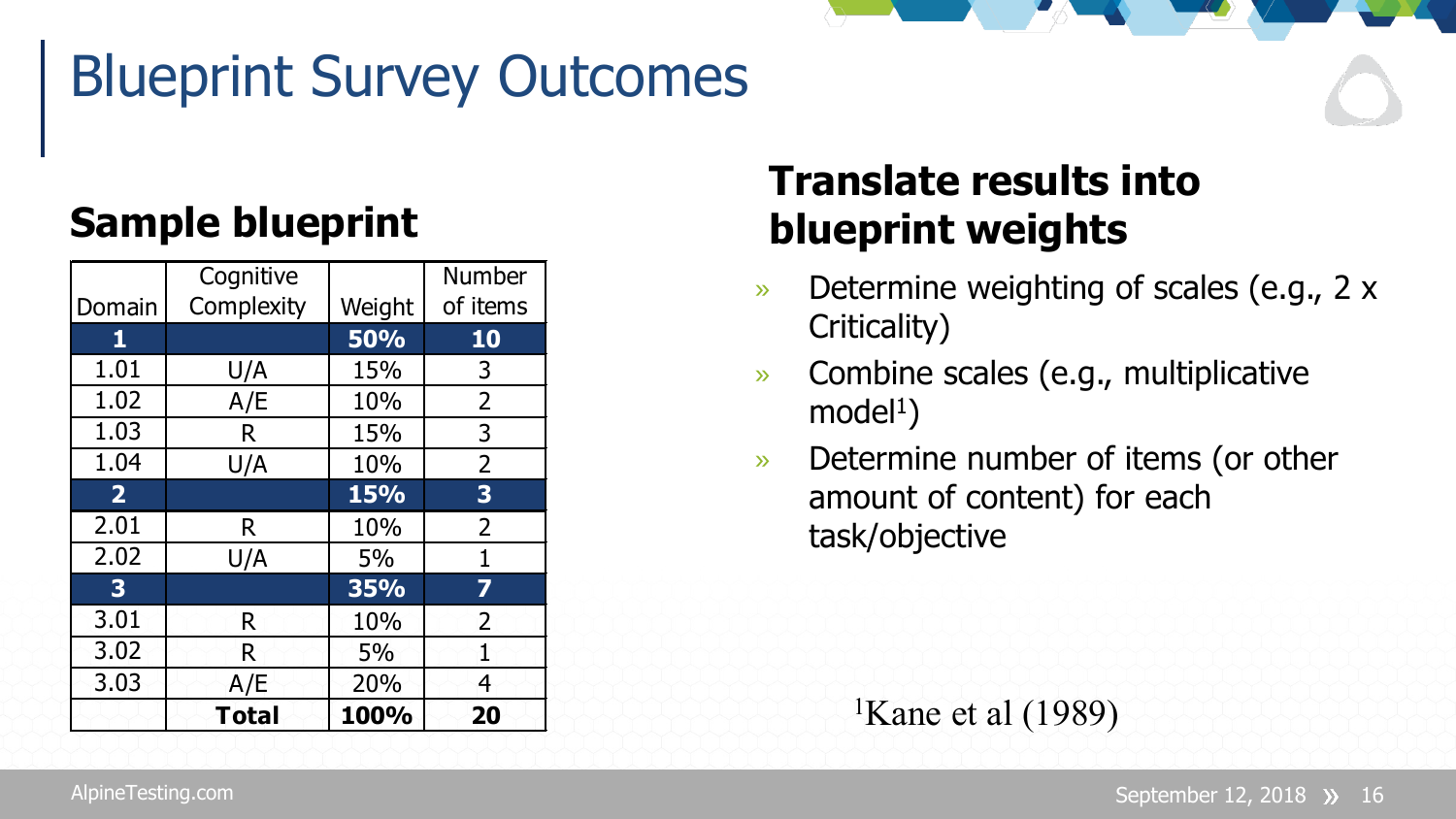# Blueprint Survey Outcomes

## Sample blueprint

| Domain | Cognitive Complexity | Weight | Number of items |
|---|---|---|---|
| **1** | | **50%** | **10** |
| 1.01 | U/A | 15% | 3 |
| 1.02 | A/E | 10% | 2 |
| 1.03 | R | 15% | 3 |
| 1.04 | U/A | 10% | 2 |
| **2** | | **15%** | **3** |
| 2.01 | R | 10% | 2 |
| 2.02 | U/A | 5% | 1 |
| **3** | | **35%** | **7** |
| 3.01 | R | 10% | 2 |
| 3.02 | R | 5% | 1 |
| 3.03 | A/E | 20% | 4 |
| | **Total** | **100%** | **20** |

## Translate results into blueprint weights

- Determine weighting of scales (e.g., 2 x Criticality)
- Combine scales (e.g., multiplicative model[1])
- Determine number of items (or other amount of content) for each task/objective

[1]Kane et al (1989)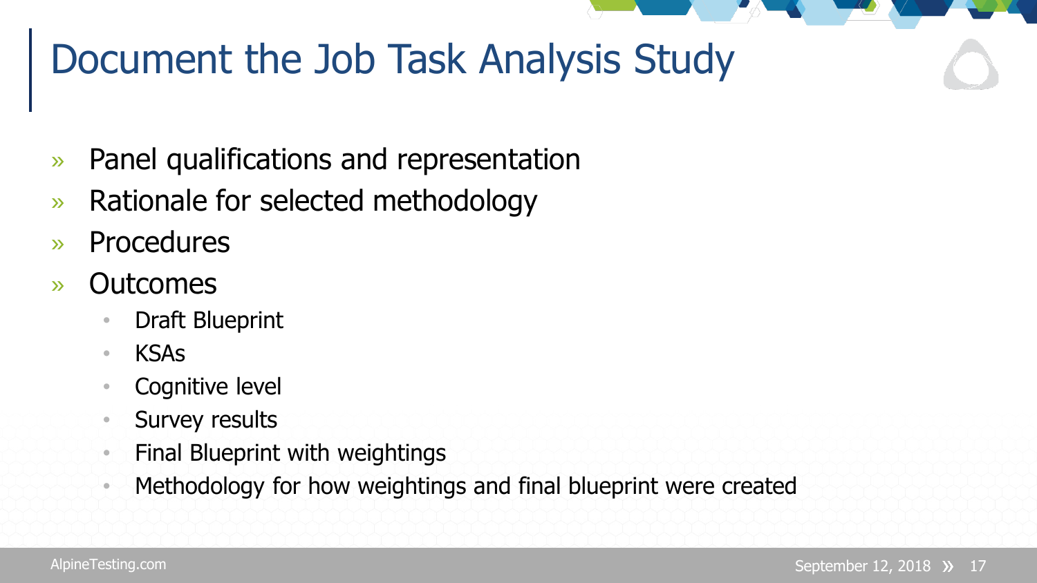# Document the Job Task Analysis Study

- Panel qualifications and representation
- Rationale for selected methodology
- Procedures
- Outcomes
  - Draft Blueprint
  - KSAs
  - Cognitive level
  - Survey results
  - Final Blueprint with weightings
  - Methodology for how weightings and final blueprint were created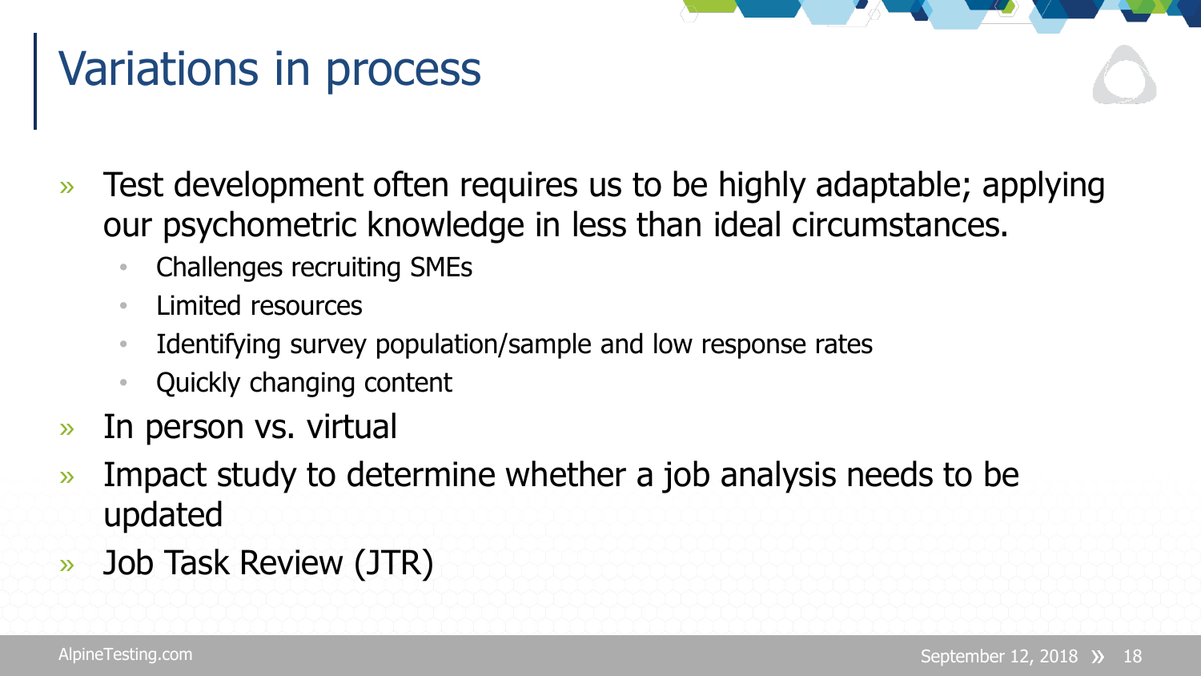# Variations in process

- Test development often requires us to be highly adaptable; applying our psychometric knowledge in less than ideal circumstances.
  - Challenges recruiting SMEs
  - Limited resources
  - Identifying survey population/sample and low response rates
  - Quickly changing content
- In person vs. virtual
- Impact study to determine whether a job analysis needs to be updated
- Job Task Review (JTR)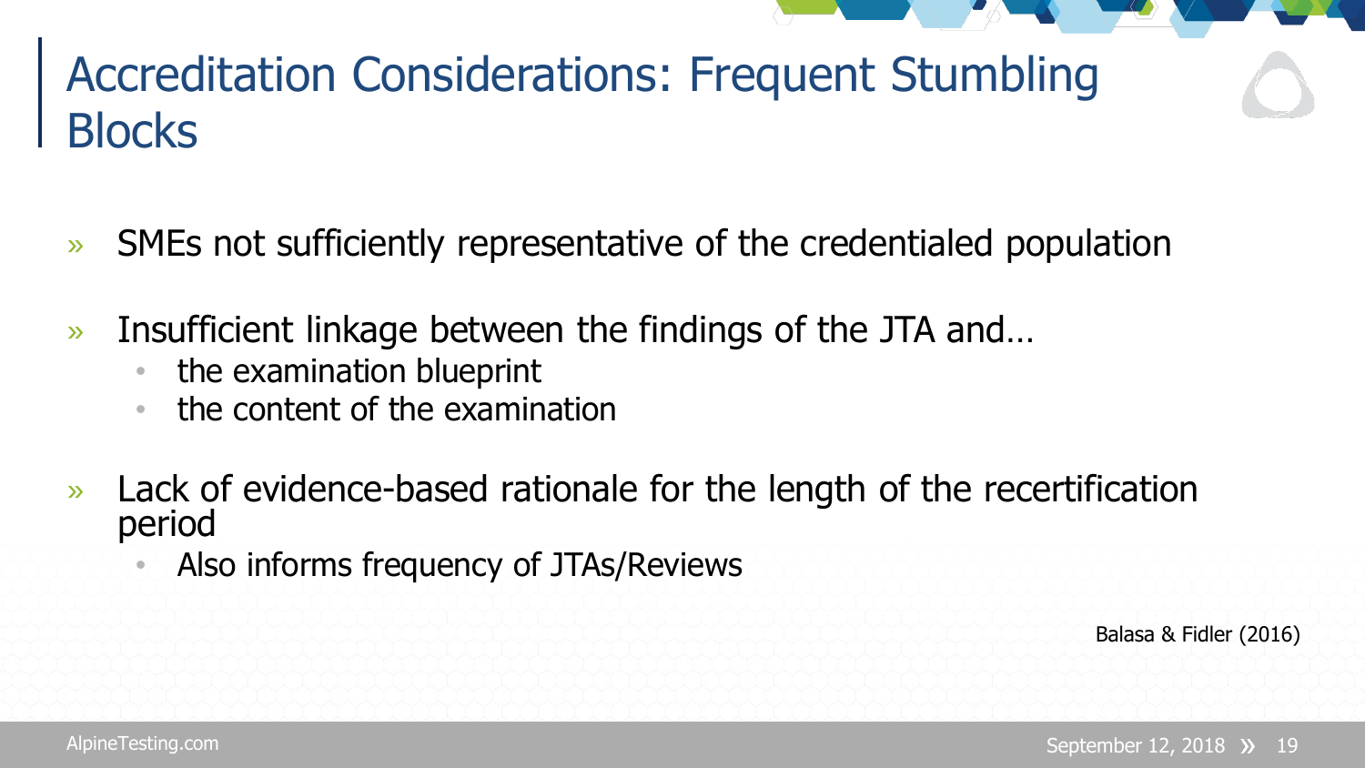# Accreditation Considerations: Frequent Stumbling Blocks

- SMEs not sufficiently representative of the credentialed population
- Insufficient linkage between the findings of the JTA and…
  - the examination blueprint
  - the content of the examination
- Lack of evidence-based rationale for the length of the recertification period
  - Also informs frequency of JTAs/Reviews

Balasa & Fidler (2016)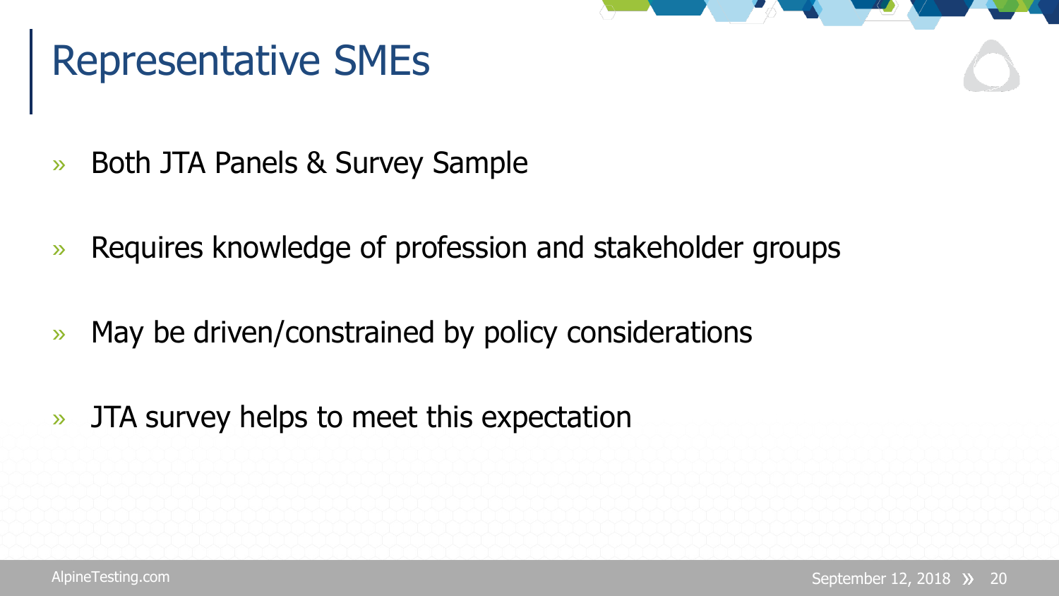# Representative SMEs

- Both JTA Panels & Survey Sample
- Requires knowledge of profession and stakeholder groups
- May be driven/constrained by policy considerations
- JTA survey helps to meet this expectation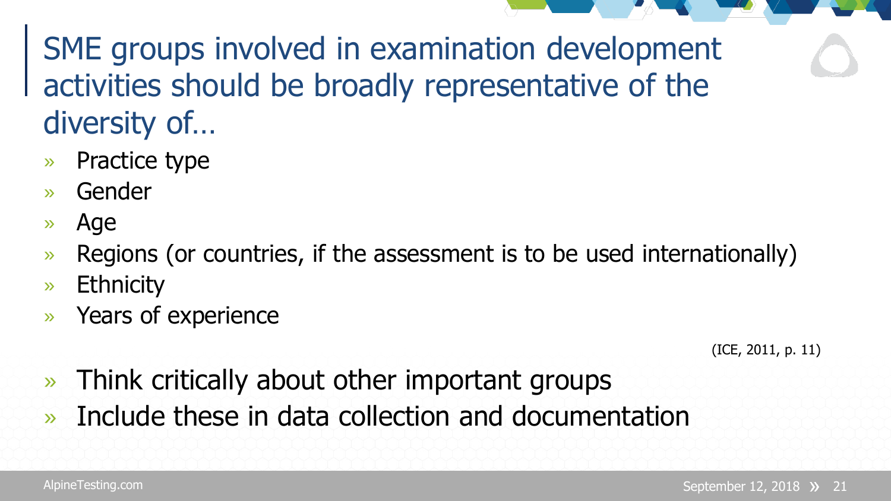# SME groups involved in examination development activities should be broadly representative of the diversity of…

- Practice type
- Gender
- Age
- Regions (or countries, if the assessment is to be used internationally)
- Ethnicity
- Years of experience

(ICE, 2011, p. 11)

- Think critically about other important groups
- Include these in data collection and documentation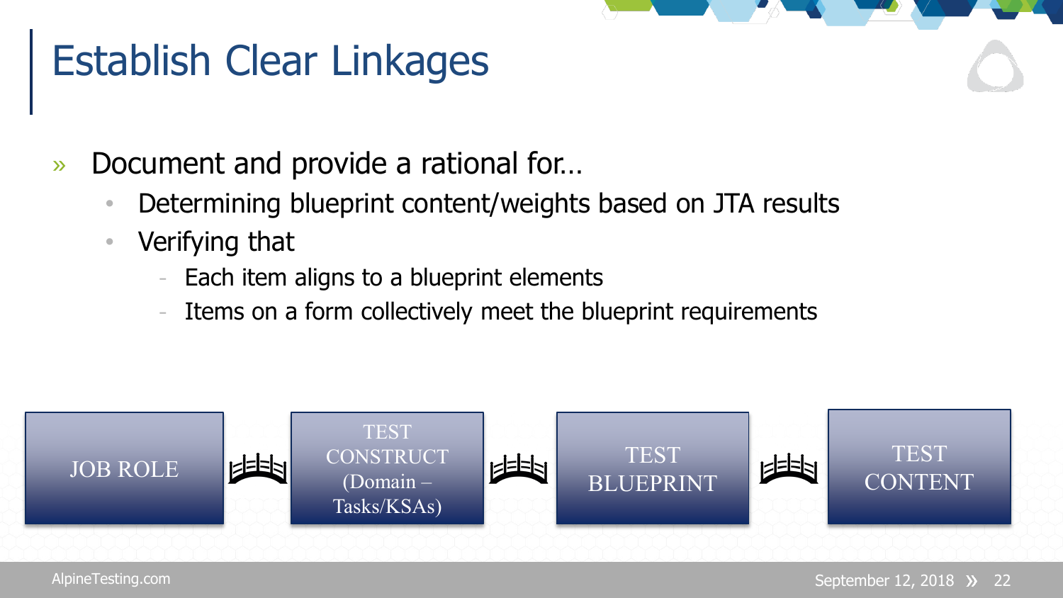# Establish Clear Linkages

- Document and provide a rational for…
  - Determining blueprint content/weights based on JTA results
  - Verifying that
    - Each item aligns to a blueprint elements
    - Items on a form collectively meet the blueprint requirements

JOB ROLE → TEST CONSTRUCT (Domain – Tasks/KSAs) → TEST BLUEPRINT → TEST CONTENT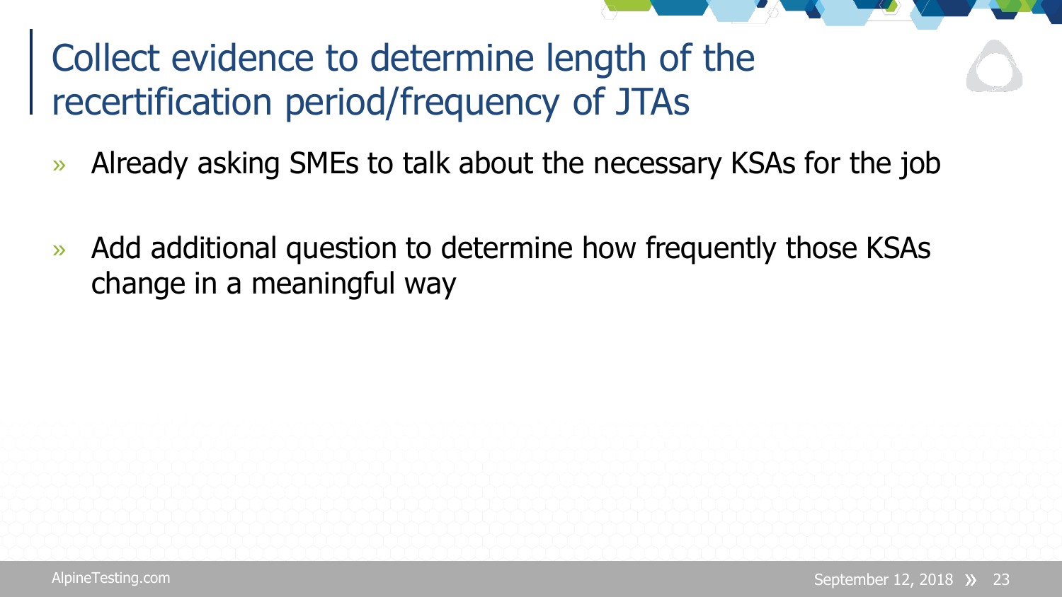# Collect evidence to determine length of the recertification period/frequency of JTAs

- Already asking SMEs to talk about the necessary KSAs for the job
- Add additional question to determine how frequently those KSAs change in a meaningful way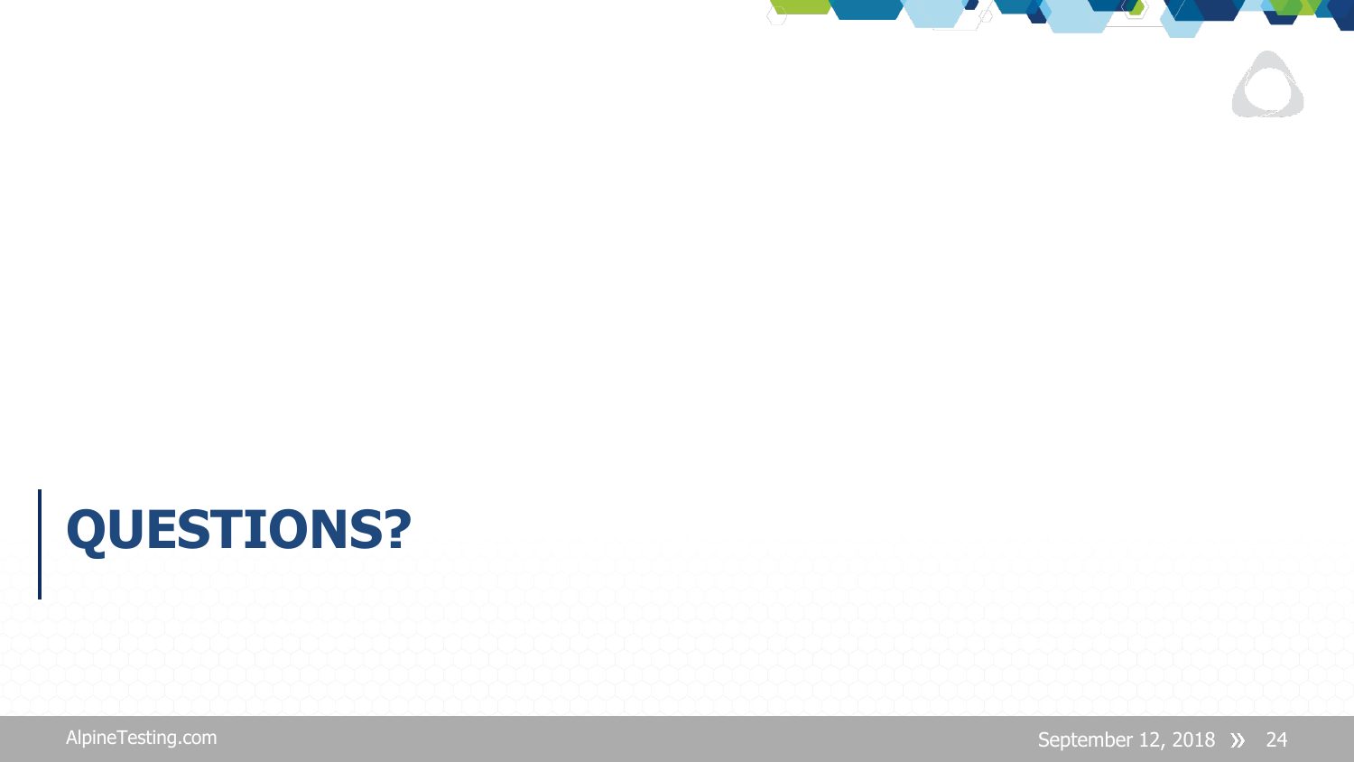# QUESTIONS?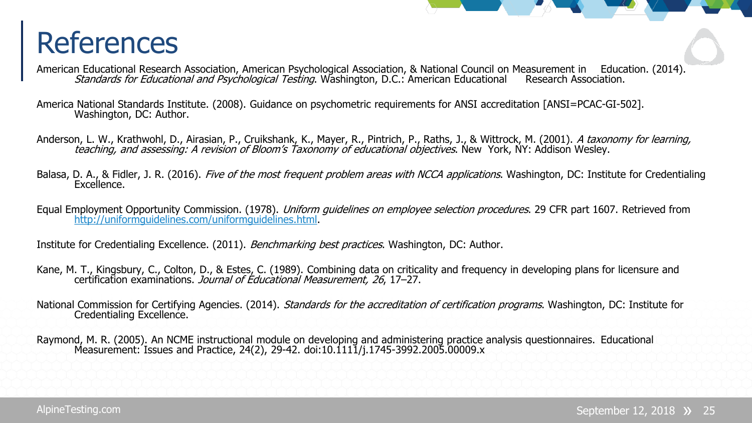# References

American Educational Research Association, American Psychological Association, & National Council on Measurement in Education. (2014). *Standards for Educational and Psychological Testing*. Washington, D.C.: American Educational Research Association.

America National Standards Institute. (2008). Guidance on psychometric requirements for ANSI accreditation [ANSI=PCAC-GI-502]. Washington, DC: Author.

Anderson, L. W., Krathwohl, D., Airasian, P., Cruikshank, K., Mayer, R., Pintrich, P., Raths, J., & Wittrock, M. (2001). *A taxonomy for learning, teaching, and assessing: A revision of Bloom's Taxonomy of educational objectives*. New York, NY: Addison Wesley.

Balasa, D. A., & Fidler, J. R. (2016). *Five of the most frequent problem areas with NCCA applications*. Washington, DC: Institute for Credentialing Excellence.

Equal Employment Opportunity Commission. (1978). *Uniform guidelines on employee selection procedures*. 29 CFR part 1607. Retrieved from http://uniformguidelines.com/uniformguidelines.html.

Institute for Credentialing Excellence. (2011). *Benchmarking best practices*. Washington, DC: Author.

Kane, M. T., Kingsbury, C., Colton, D., & Estes, C. (1989). Combining data on criticality and frequency in developing plans for licensure and certification examinations. *Journal of Educational Measurement, 26*, 17–27.

National Commission for Certifying Agencies. (2014). *Standards for the accreditation of certification programs*. Washington, DC: Institute for Credentialing Excellence.

Raymond, M. R. (2005). An NCME instructional module on developing and administering practice analysis questionnaires. Educational Measurement: Issues and Practice, 24(2), 29-42. doi:10.1111/j.1745-3992.2005.00009.x